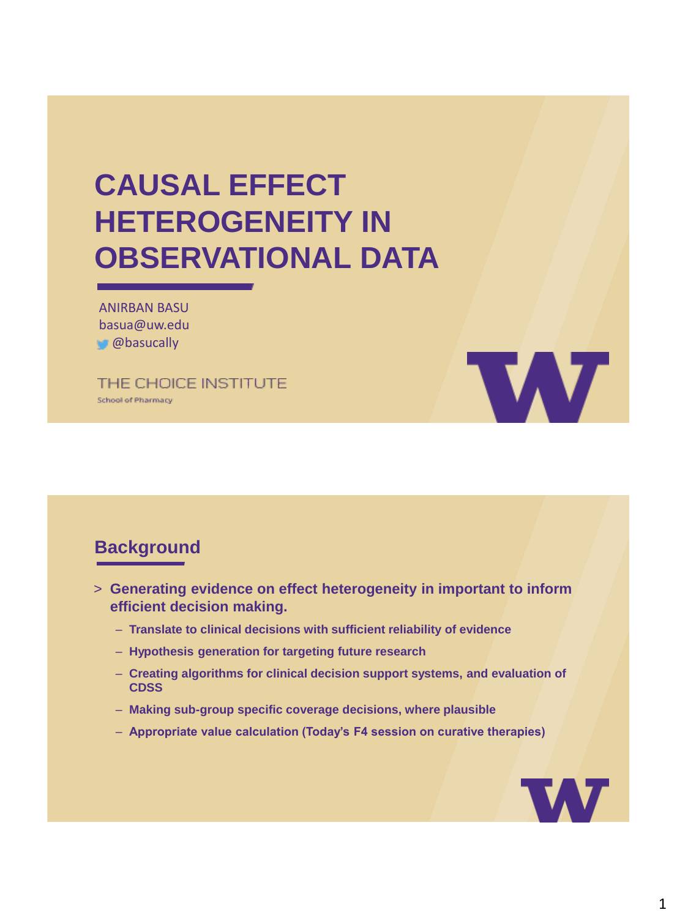# CAUSAL EFFECT HETEROGENEITY IN OBSERVATIONAL DATA

ANIRBAN BASU
basua@uw.edu
@basucally

THE CHOICE INSTITUTE
School of Pharmacy

## Background

> **Generating evidence on effect heterogeneity in important to inform efficient decision making.**
  - **Translate to clinical decisions with sufficient reliability of evidence**
  - **Hypothesis generation for targeting future research**
  - **Creating algorithms for clinical decision support systems, and evaluation of CDSS**
  - **Making sub-group specific coverage decisions, where plausible**
  - **Appropriate value calculation (Today's F4 session on curative therapies)**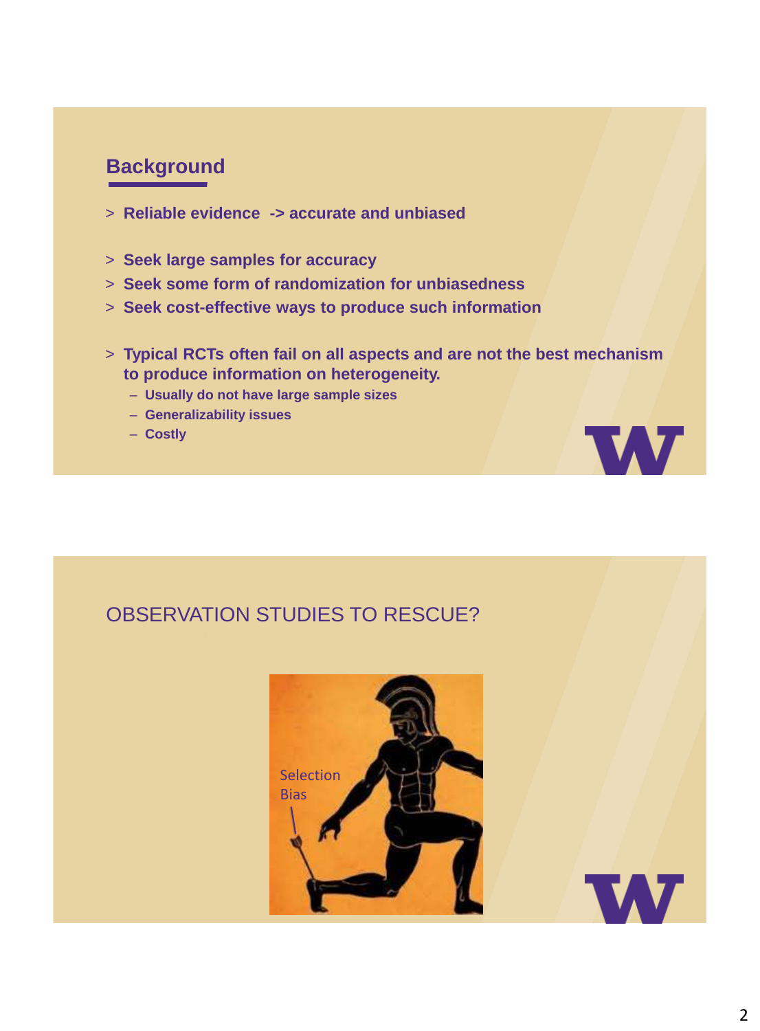## Background

- **Reliable evidence -> accurate and unbiased**

- **Seek large samples for accuracy**
- **Seek some form of randomization for unbiasedness**
- **Seek cost-effective ways to produce such information**

- **Typical RCTs often fail on all aspects and are not the best mechanism to produce information on heterogeneity.**
  - **Usually do not have large sample sizes**
  - **Generalizability issues**
  - **Costly**

## OBSERVATION STUDIES TO RESCUE?

Selection Bias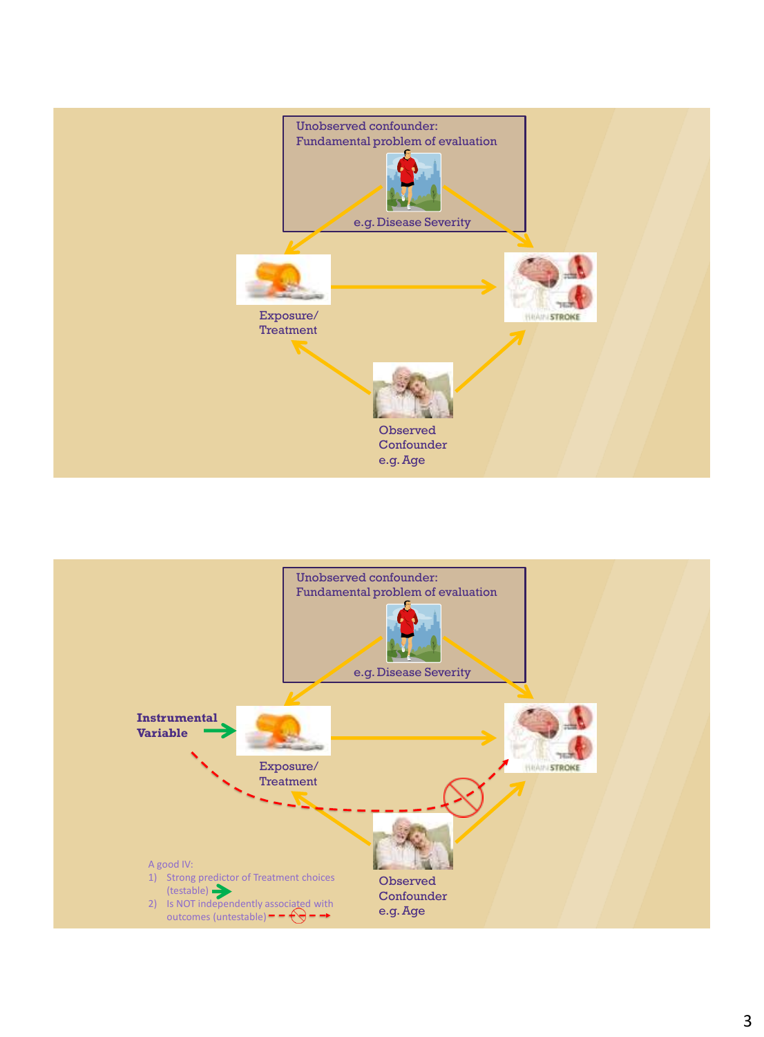Unobserved confounder:
Fundamental problem of evaluation

e.g. Disease Severity

Exposure/
Treatment

BRAIN STROKE

Observed
Confounder
e.g. Age

Unobserved confounder:
Fundamental problem of evaluation

e.g. Disease Severity

**Instrumental Variable**

Exposure/
Treatment

BRAIN STROKE

Observed
Confounder
e.g. Age

A good IV:

1) Strong predictor of Treatment choices (testable)
2) Is NOT independently associated with outcomes (untestable)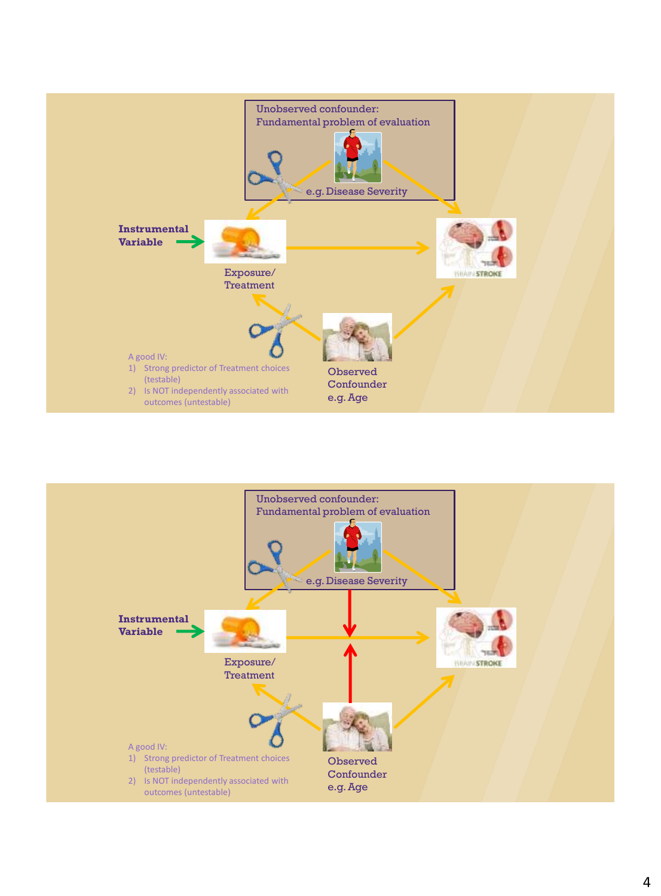Unobserved confounder:
Fundamental problem of evaluation

e.g. Disease Severity

**Instrumental Variable**

Exposure/
Treatment

Observed
Confounder
e.g. Age

A good IV:
1) Strong predictor of Treatment choices (testable)
2) Is NOT independently associated with outcomes (untestable)

Unobserved confounder:
Fundamental problem of evaluation

e.g. Disease Severity

**Instrumental Variable**

Exposure/
Treatment

Observed
Confounder
e.g. Age

A good IV:
1) Strong predictor of Treatment choices (testable)
2) Is NOT independently associated with outcomes (untestable)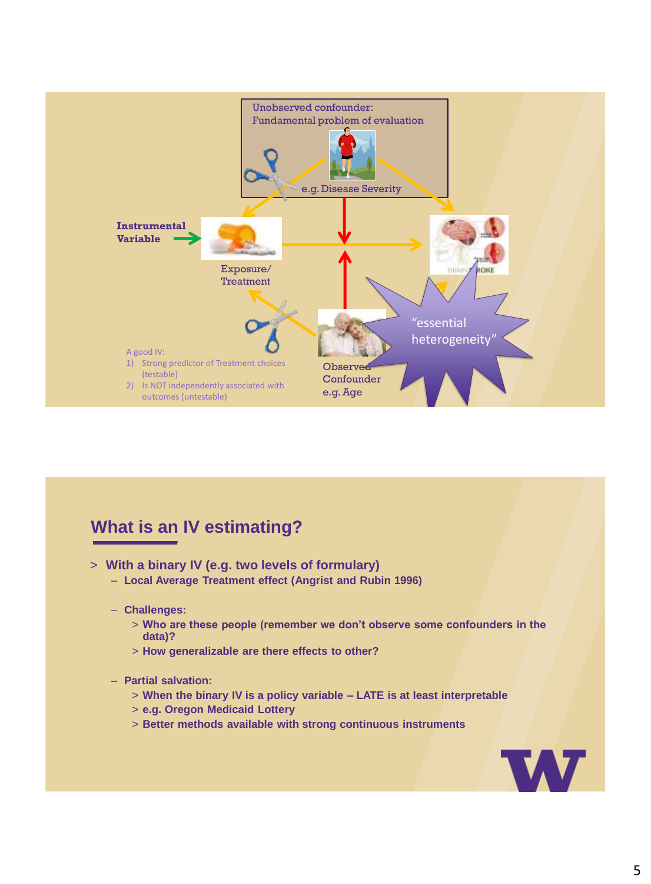Unobserved confounder:
Fundamental problem of evaluation

e.g. Disease Severity

**Instrumental Variable**

Exposure/
Treatment

"essential heterogeneity"

Observed Confounder
e.g. Age

A good IV:

1) Strong predictor of Treatment choices (testable)
2) Is NOT independently associated with outcomes (untestable)

## What is an IV estimating?

> **With a binary IV (e.g. two levels of formulary)**
  - **Local Average Treatment effect (Angrist and Rubin 1996)**
  - **Challenges:**
    > **Who are these people (remember we don't observe some confounders in the data)?**
    > **How generalizable are there effects to other?**
  - **Partial salvation:**
    > **When the binary IV is a policy variable – LATE is at least interpretable**
    > **e.g. Oregon Medicaid Lottery**
    > **Better methods available with strong continuous instruments**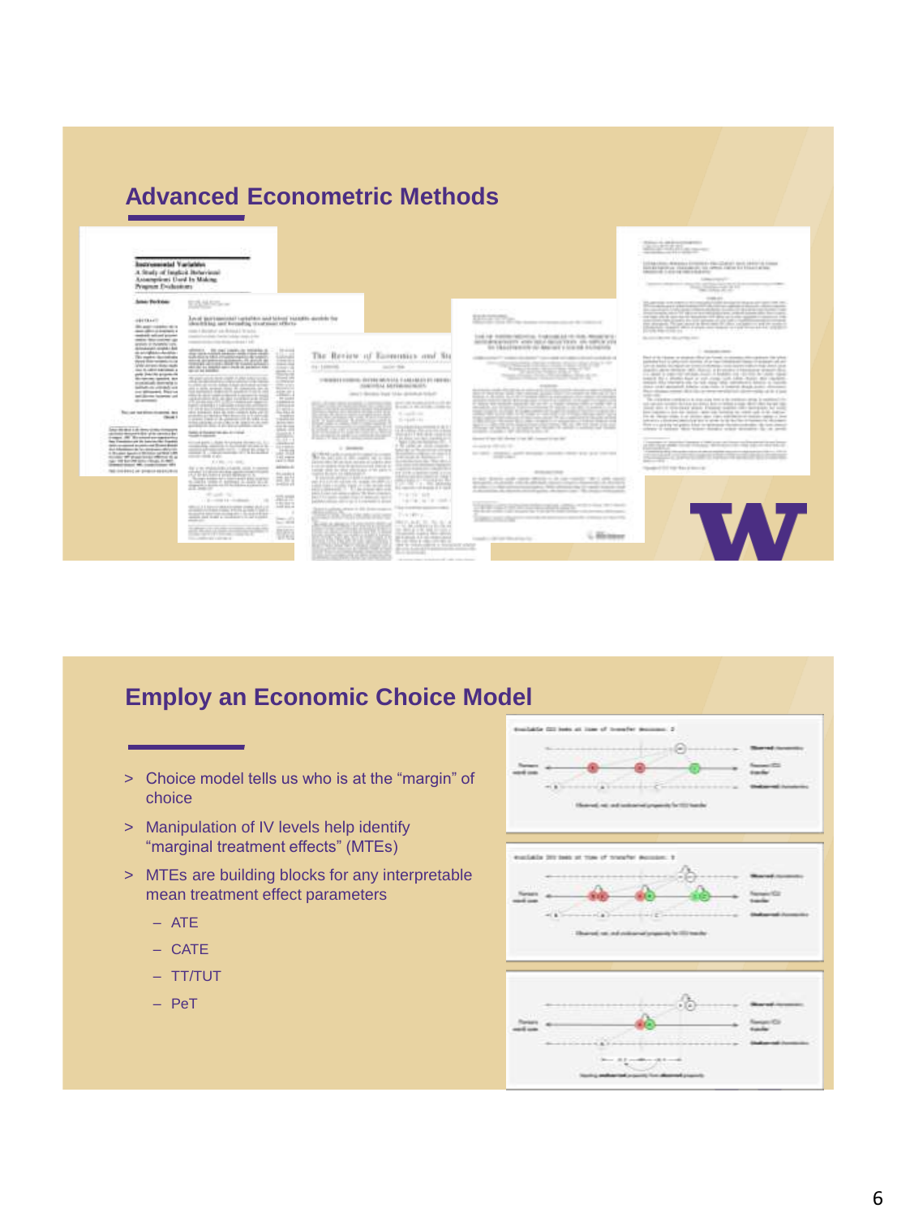## Advanced Econometric Methods

## Employ an Economic Choice Model

- Choice model tells us who is at the “margin” of choice
- Manipulation of IV levels help identify “marginal treatment effects” (MTEs)
- MTEs are building blocks for any interpretable mean treatment effect parameters
  - ATE
  - CATE
  - TT/TUT
  - PeT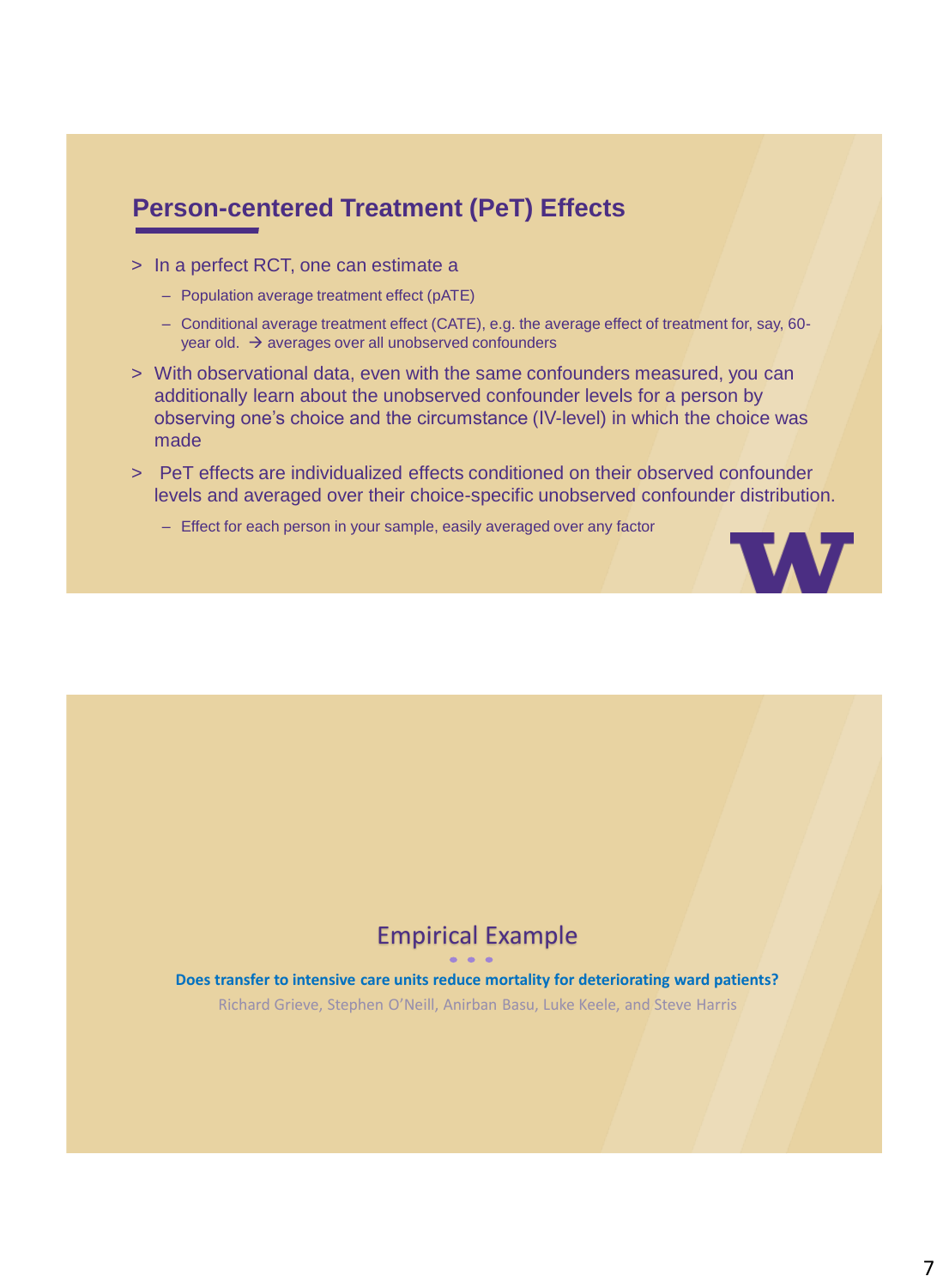## Person-centered Treatment (PeT) Effects

- In a perfect RCT, one can estimate a
  - Population average treatment effect (pATE)
  - Conditional average treatment effect (CATE), e.g. the average effect of treatment for, say, 60-year old. → averages over all unobserved confounders
- With observational data, even with the same confounders measured, you can additionally learn about the unobserved confounder levels for a person by observing one's choice and the circumstance (IV-level) in which the choice was made
- PeT effects are individualized effects conditioned on their observed confounder levels and averaged over their choice-specific unobserved confounder distribution.
  - Effect for each person in your sample, easily averaged over any factor

## Empirical Example

**Does transfer to intensive care units reduce mortality for deteriorating ward patients?**

Richard Grieve, Stephen O'Neill, Anirban Basu, Luke Keele, and Steve Harris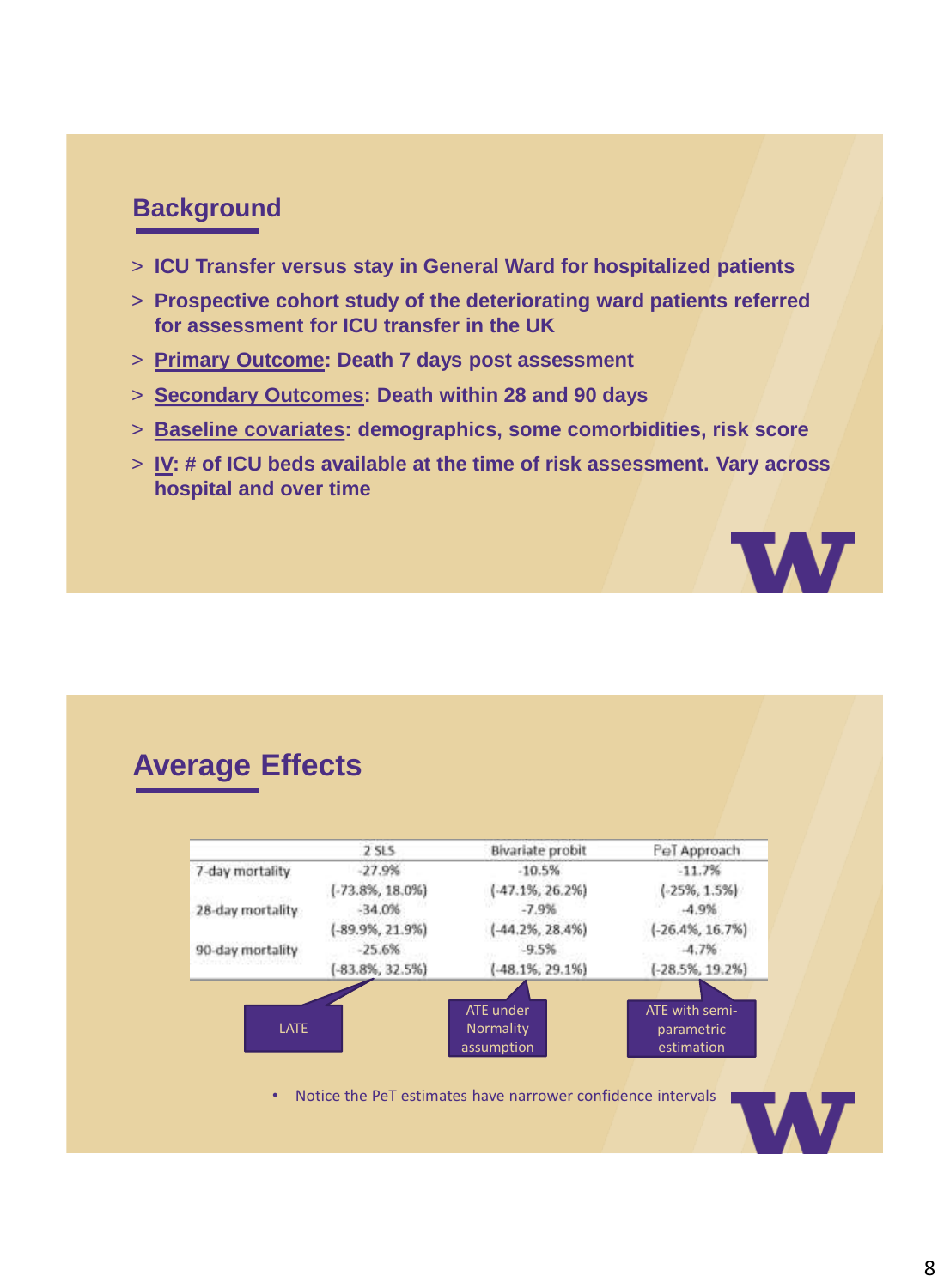## Background

- ICU Transfer versus stay in General Ward for hospitalized patients
- Prospective cohort study of the deteriorating ward patients referred for assessment for ICU transfer in the UK
- **Primary Outcome**: Death 7 days post assessment
- **Secondary Outcomes**: Death within 28 and 90 days
- **Baseline covariates**: demographics, some comorbidities, risk score
- **IV**: # of ICU beds available at the time of risk assessment. Vary across hospital and over time

## Average Effects

| | 2 SLS | Bivariate probit | PeT Approach |
|---|---|---|---|
| 7-day mortality | -27.9% | -10.5% | -11.7% |
| | (-73.8%, 18.0%) | (-47.1%, 26.2%) | (-25%, 1.5%) |
| 28-day mortality | -34.0% | -7.9% | -4.9% |
| | (-89.9%, 21.9%) | (-44.2%, 28.4%) | (-26.4%, 16.7%) |
| 90-day mortality | -25.6% | -9.5% | -4.7% |
| | (-83.8%, 32.5%) | (-48.1%, 29.1%) | (-28.5%, 19.2%) |

LATE

ATE under Normality assumption

ATE with semi-parametric estimation

- Notice the PeT estimates have narrower confidence intervals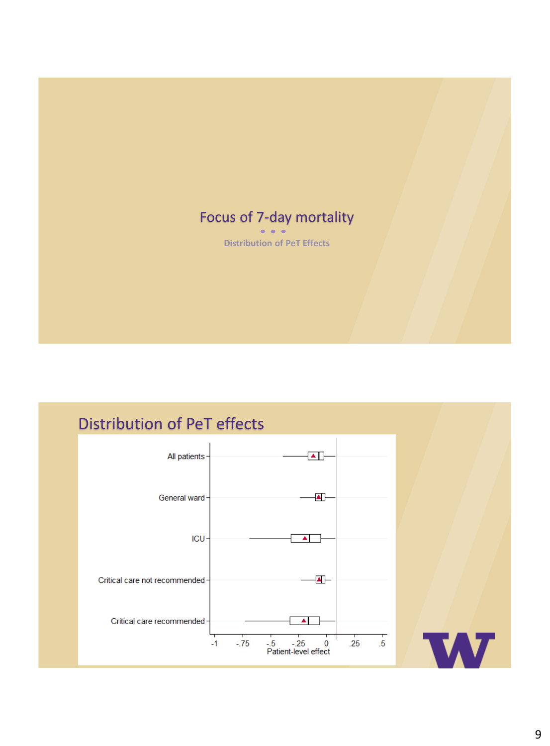# Focus of 7-day mortality

Distribution of PeT Effects

## Distribution of PeT effects

All patients

General ward

ICU

Critical care not recommended

Critical care recommended

-1 -.75 -.5 -.25 0 .25 .5

Patient-level effect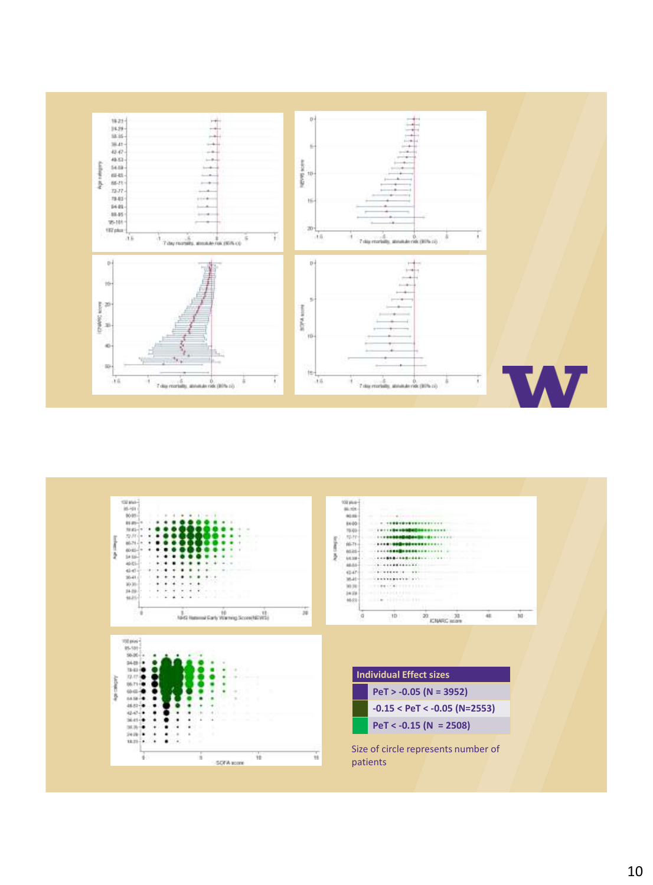| Individual Effect sizes |
| --- |
| PeT > -0.05 (N = 3952) |
| -0.15 < PeT < -0.05 (N=2553) |
| PeT < -0.15 (N = 2508) |

Size of circle represents number of patients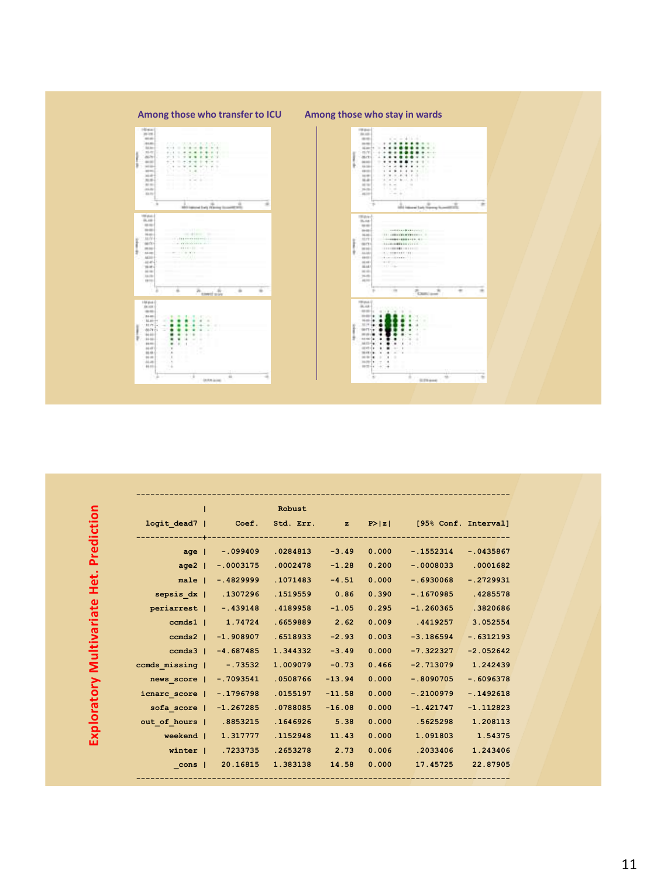**Among those who transfer to ICU** | **Among those who stay in wards**

## Exploratory Multivariate Het. Prediction

| logit_dead7 | Coef. | Robust Std. Err. | z | P>\|z\| | [95% Conf. | Interval] |
|---|---|---|---|---|---|---|
| age | -.099409 | .0284813 | -3.49 | 0.000 | -.1552314 | -.0435867 |
| age2 | -.0003175 | .0002478 | -1.28 | 0.200 | -.0008033 | .0001682 |
| male | -.4829999 | .1071483 | -4.51 | 0.000 | -.6930068 | -.2729931 |
| sepsis_dx | .1307296 | .1519559 | 0.86 | 0.390 | -.1670985 | .4285578 |
| periarrest | -.439148 | .4189958 | -1.05 | 0.295 | -1.260365 | .3820686 |
| ccmds1 | 1.74724 | .6659889 | 2.62 | 0.009 | .4419257 | 3.052554 |
| ccmds2 | -1.908907 | .6518933 | -2.93 | 0.003 | -3.186594 | -.6312193 |
| ccmds3 | -4.687485 | 1.344332 | -3.49 | 0.000 | -7.322327 | -2.052642 |
| ccmds_missing | -.73532 | 1.009079 | -0.73 | 0.466 | -2.713079 | 1.242439 |
| news_score | -.7093541 | .0508766 | -13.94 | 0.000 | -.8090705 | -.6096378 |
| icnarc_score | -.1796798 | .0155197 | -11.58 | 0.000 | -.2100979 | -.1492618 |
| sofa_score | -1.267285 | .0788085 | -16.08 | 0.000 | -1.421747 | -1.112823 |
| out_of_hours | .8853215 | .1646926 | 5.38 | 0.000 | .5625298 | 1.208113 |
| weekend | 1.317777 | .1152948 | 11.43 | 0.000 | 1.091803 | 1.54375 |
| winter | .7233735 | .2653278 | 2.73 | 0.006 | .2033406 | 1.243406 |
| _cons | 20.16815 | 1.383138 | 14.58 | 0.000 | 17.45725 | 22.87905 |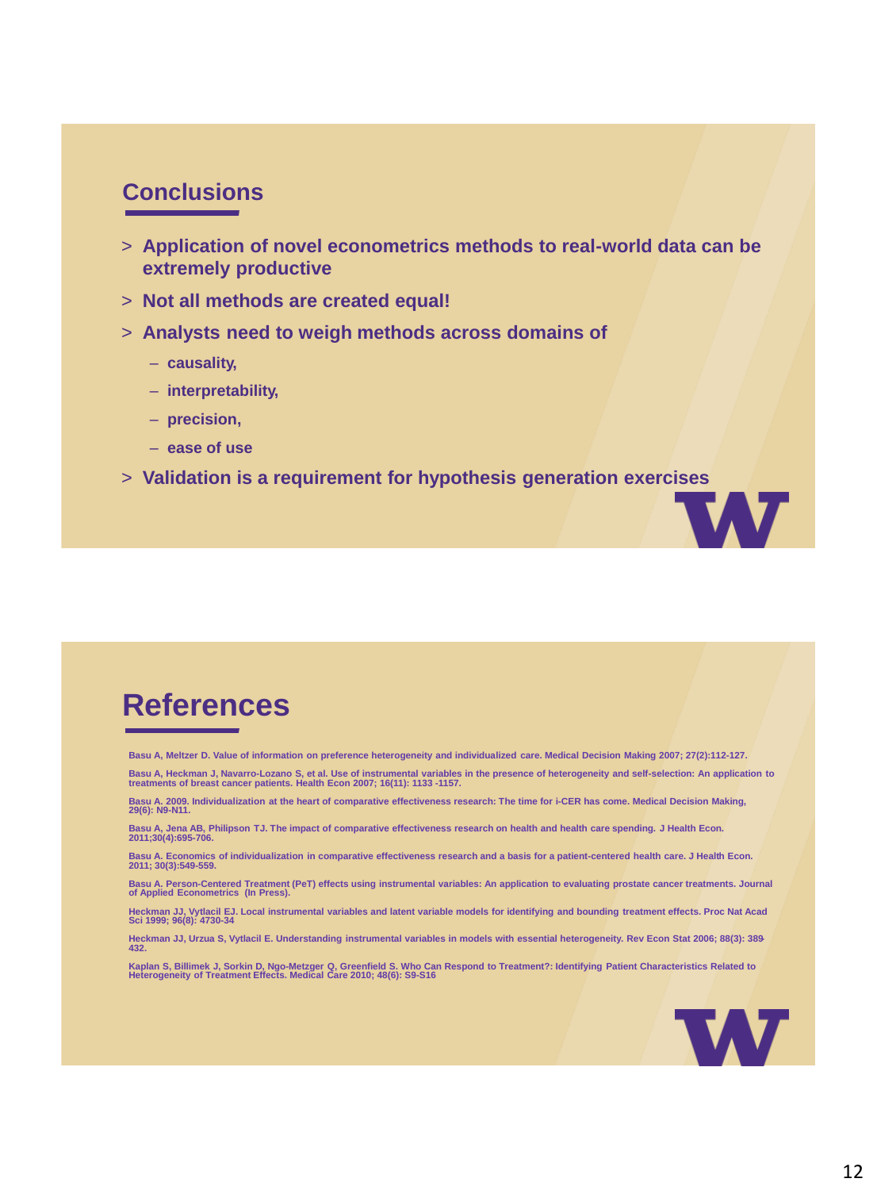## Conclusions

- Application of novel econometrics methods to real-world data can be extremely productive
- Not all methods are created equal!
- Analysts need to weigh methods across domains of
  - causality,
  - interpretability,
  - precision,
  - ease of use
- Validation is a requirement for hypothesis generation exercises

## References

Basu A, Meltzer D. Value of information on preference heterogeneity and individualized care. Medical Decision Making 2007; 27(2):112-127.

Basu A, Heckman J, Navarro-Lozano S, et al. Use of instrumental variables in the presence of heterogeneity and self-selection: An application to treatments of breast cancer patients. Health Econ 2007; 16(11): 1133 -1157.

Basu A. 2009. Individualization at the heart of comparative effectiveness research: The time for i-CER has come. Medical Decision Making, 29(6): N9-N11.

Basu A, Jena AB, Philipson TJ. The impact of comparative effectiveness research on health and health care spending. J Health Econ. 2011;30(4):695-706.

Basu A. Economics of individualization in comparative effectiveness research and a basis for a patient-centered health care. J Health Econ. 2011; 30(3):549-559.

Basu A. Person-Centered Treatment (PeT) effects using instrumental variables: An application to evaluating prostate cancer treatments. Journal of Applied Econometrics (In Press).

Heckman JJ, Vytlacil EJ. Local instrumental variables and latent variable models for identifying and bounding treatment effects. Proc Nat Acad Sci 1999; 96(8): 4730-34

Heckman JJ, Urzua S, Vytlacil E. Understanding instrumental variables in models with essential heterogeneity. Rev Econ Stat 2006; 88(3): 389-432.

Kaplan S, Billimek J, Sorkin D, Ngo-Metzger Q, Greenfield S. Who Can Respond to Treatment?: Identifying Patient Characteristics Related to Heterogeneity of Treatment Effects. Medical Care 2010; 48(6): S9-S16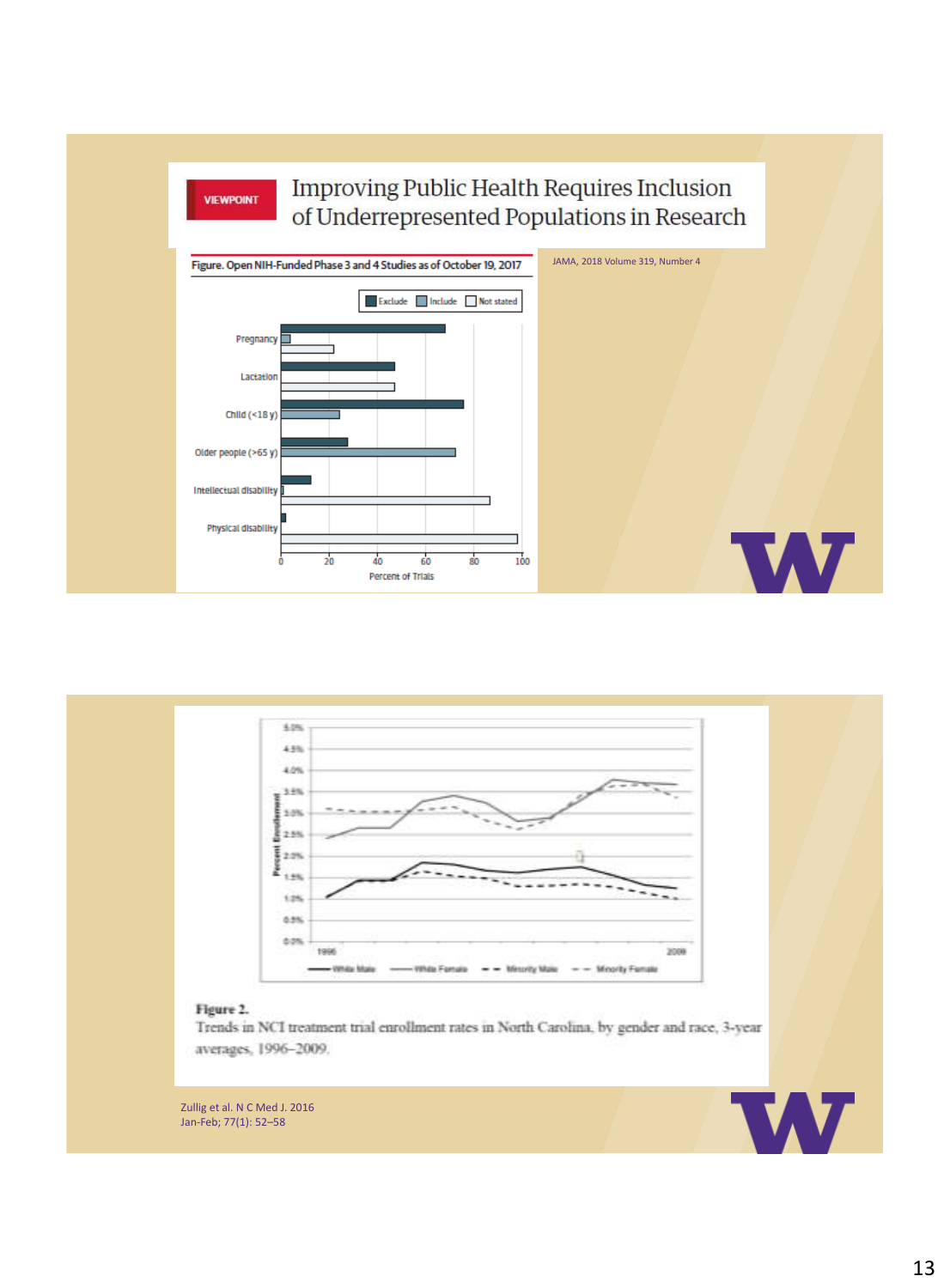VIEWPOINT

# Improving Public Health Requires Inclusion of Underrepresented Populations in Research

JAMA, 2018 Volume 319, Number 4

Figure. Open NIH-Funded Phase 3 and 4 Studies as of October 19, 2017

Exclude | Include | Not stated

Pregnancy

Lactation

Child (<18 y)

Older people (>65 y)

Intellectual disability

Physical disability

0 20 40 60 80 100

Percent of Trials

Figure 2.

Trends in NCI treatment trial enrollment rates in North Carolina, by gender and race, 3-year averages, 1996–2009.

Zullig et al. N C Med J. 2016 Jan-Feb; 77(1): 52–58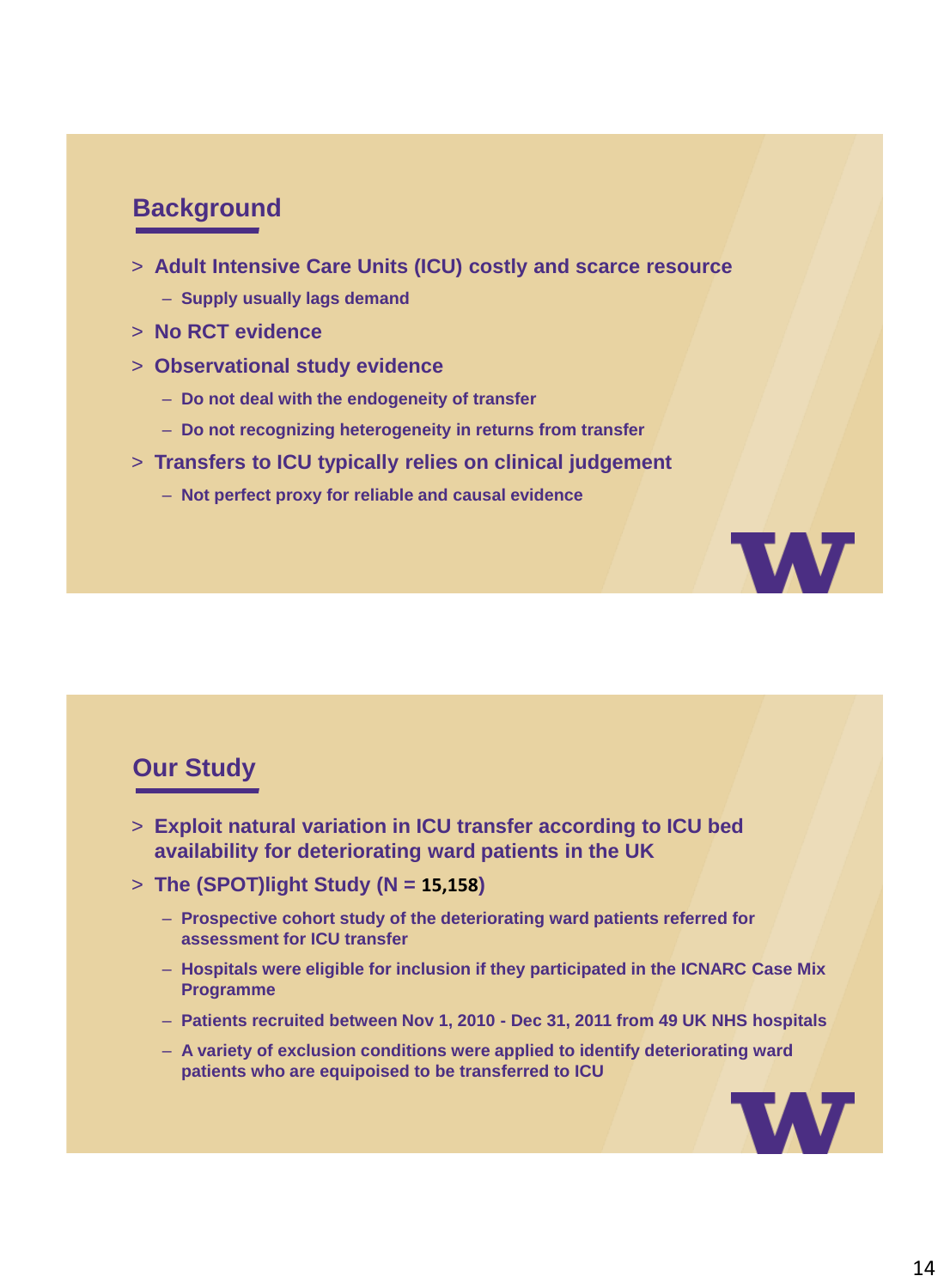## Background

- Adult Intensive Care Units (ICU) costly and scarce resource
  - Supply usually lags demand
- No RCT evidence
- Observational study evidence
  - Do not deal with the endogeneity of transfer
  - Do not recognizing heterogeneity in returns from transfer
- Transfers to ICU typically relies on clinical judgement
  - Not perfect proxy for reliable and causal evidence

## Our Study

- Exploit natural variation in ICU transfer according to ICU bed availability for deteriorating ward patients in the UK
- The (SPOT)light Study (N = 15,158)
  - Prospective cohort study of the deteriorating ward patients referred for assessment for ICU transfer
  - Hospitals were eligible for inclusion if they participated in the ICNARC Case Mix Programme
  - Patients recruited between Nov 1, 2010 - Dec 31, 2011 from 49 UK NHS hospitals
  - A variety of exclusion conditions were applied to identify deteriorating ward patients who are equipoised to be transferred to ICU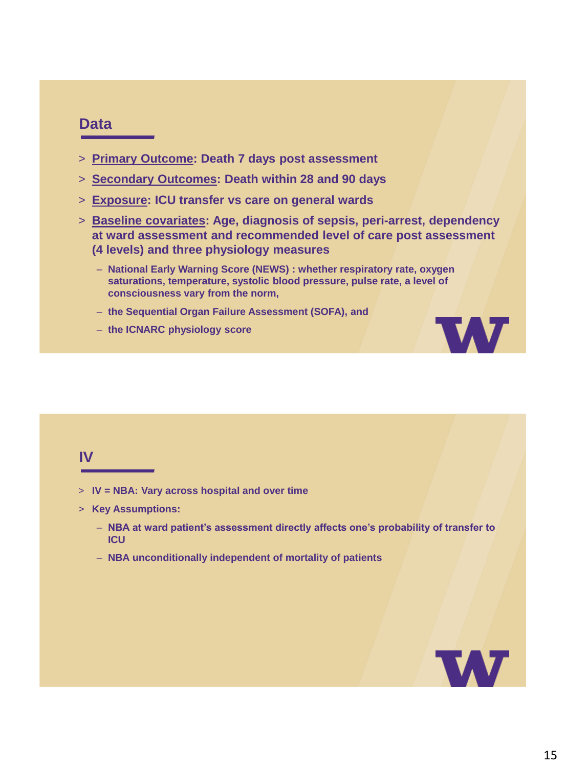## Data

- **Primary Outcome: Death 7 days post assessment**
- **Secondary Outcomes: Death within 28 and 90 days**
- **Exposure: ICU transfer vs care on general wards**
- **Baseline covariates: Age, diagnosis of sepsis, peri-arrest, dependency at ward assessment and recommended level of care post assessment (4 levels) and three physiology measures**
  - **National Early Warning Score (NEWS) : whether respiratory rate, oxygen saturations, temperature, systolic blood pressure, pulse rate, a level of consciousness vary from the norm,**
  - **the Sequential Organ Failure Assessment (SOFA), and**
  - **the ICNARC physiology score**

## IV

- **IV = NBA: Vary across hospital and over time**
- **Key Assumptions:**
  - **NBA at ward patient's assessment directly affects one's probability of transfer to ICU**
  - **NBA unconditionally independent of mortality of patients**